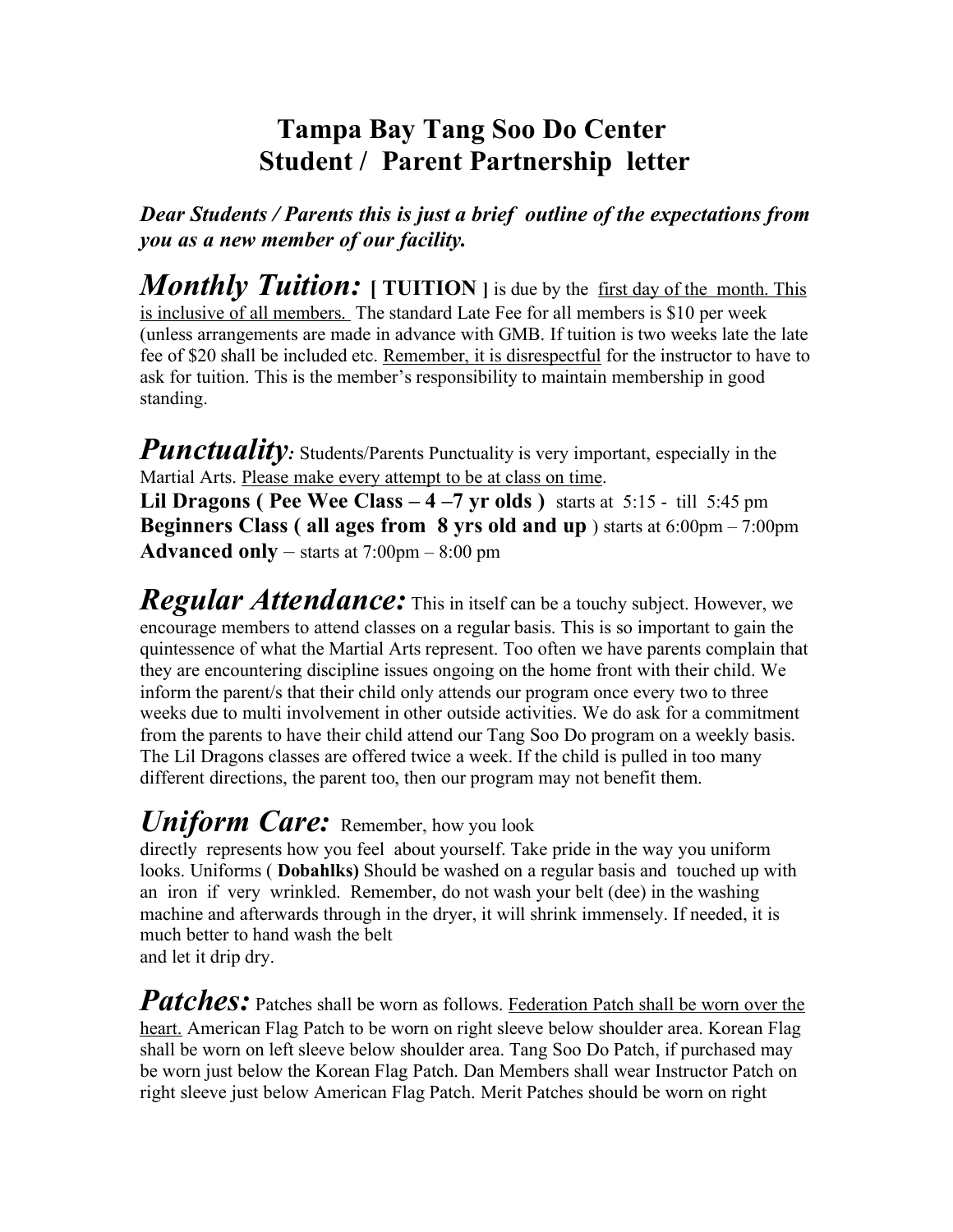# Tampa Bay Tang Soo Do Center
## Student / Parent Partnership letter

***Dear Students / Parents this is just a brief outline of the expectations from you as a new member of our facility.***

***Monthly Tuition:*** **[ TUITION ]** is due by the first day of the month. This is inclusive of all members. The standard Late Fee for all members is $10 per week (unless arrangements are made in advance with GMB. If tuition is two weeks late the late fee of $20 shall be included etc. Remember, it is disrespectful for the instructor to have to ask for tuition. This is the member's responsibility to maintain membership in good standing.

***Punctuality:*** Students/Parents Punctuality is very important, especially in the Martial Arts. Please make every attempt to be at class on time.
**Lil Dragons ( Pee Wee Class – 4 –7 yr olds )** starts at 5:15 - till 5:45 pm
**Beginners Class ( all ages from 8 yrs old and up** ) starts at 6:00pm – 7:00pm
**Advanced only** – starts at 7:00pm – 8:00 pm

***Regular Attendance:*** This in itself can be a touchy subject. However, we encourage members to attend classes on a regular basis. This is so important to gain the quintessence of what the Martial Arts represent. Too often we have parents complain that they are encountering discipline issues ongoing on the home front with their child. We inform the parent/s that their child only attends our program once every two to three weeks due to multi involvement in other outside activities. We do ask for a commitment from the parents to have their child attend our Tang Soo Do program on a weekly basis. The Lil Dragons classes are offered twice a week. If the child is pulled in too many different directions, the parent too, then our program may not benefit them.

***Uniform Care:*** Remember, how you look directly represents how you feel about yourself. Take pride in the way you uniform looks. Uniforms ( **Dobahlks)** Should be washed on a regular basis and touched up with an iron if very wrinkled. Remember, do not wash your belt (dee) in the washing machine and afterwards through in the dryer, it will shrink immensely. If needed, it is much better to hand wash the belt and let it drip dry.

***Patches:*** Patches shall be worn as follows. Federation Patch shall be worn over the heart. American Flag Patch to be worn on right sleeve below shoulder area. Korean Flag shall be worn on left sleeve below shoulder area. Tang Soo Do Patch, if purchased may be worn just below the Korean Flag Patch. Dan Members shall wear Instructor Patch on right sleeve just below American Flag Patch. Merit Patches should be worn on right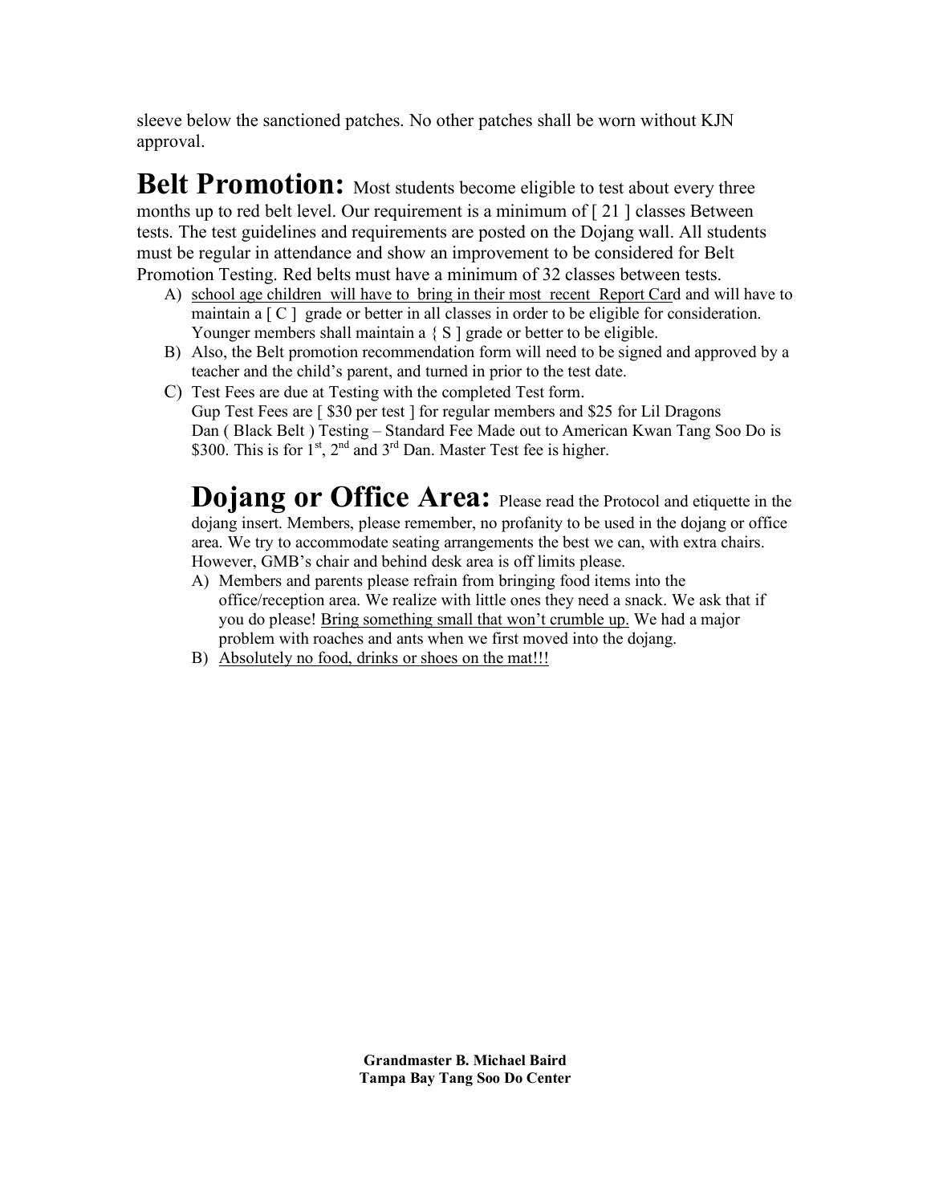sleeve below the sanctioned patches. No other patches shall be worn without KJN approval.

## Belt Promotion:

Most students become eligible to test about every three months up to red belt level. Our requirement is a minimum of [ 21 ] classes Between tests. The test guidelines and requirements are posted on the Dojang wall. All students must be regular in attendance and show an improvement to be considered for Belt Promotion Testing. Red belts must have a minimum of 32 classes between tests.

A) school age children will have to bring in their most recent Report Card and will have to maintain a [ C ] grade or better in all classes in order to be eligible for consideration. Younger members shall maintain a { S ] grade or better to be eligible.

B) Also, the Belt promotion recommendation form will need to be signed and approved by a teacher and the child's parent, and turned in prior to the test date.

C) Test Fees are due at Testing with the completed Test form.
Gup Test Fees are [ $30 per test ] for regular members and $25 for Lil Dragons
Dan ( Black Belt ) Testing – Standard Fee Made out to American Kwan Tang Soo Do is $300. This is for 1st, 2nd and 3rd Dan. Master Test fee is higher.

## Dojang or Office Area:

Please read the Protocol and etiquette in the dojang insert. Members, please remember, no profanity to be used in the dojang or office area. We try to accommodate seating arrangements the best we can, with extra chairs. However, GMB's chair and behind desk area is off limits please.

A) Members and parents please refrain from bringing food items into the office/reception area. We realize with little ones they need a snack. We ask that if you do please! Bring something small that won't crumble up. We had a major problem with roaches and ants when we first moved into the dojang.

B) Absolutely no food, drinks or shoes on the mat!!!

**Grandmaster B. Michael Baird**
**Tampa Bay Tang Soo Do Center**